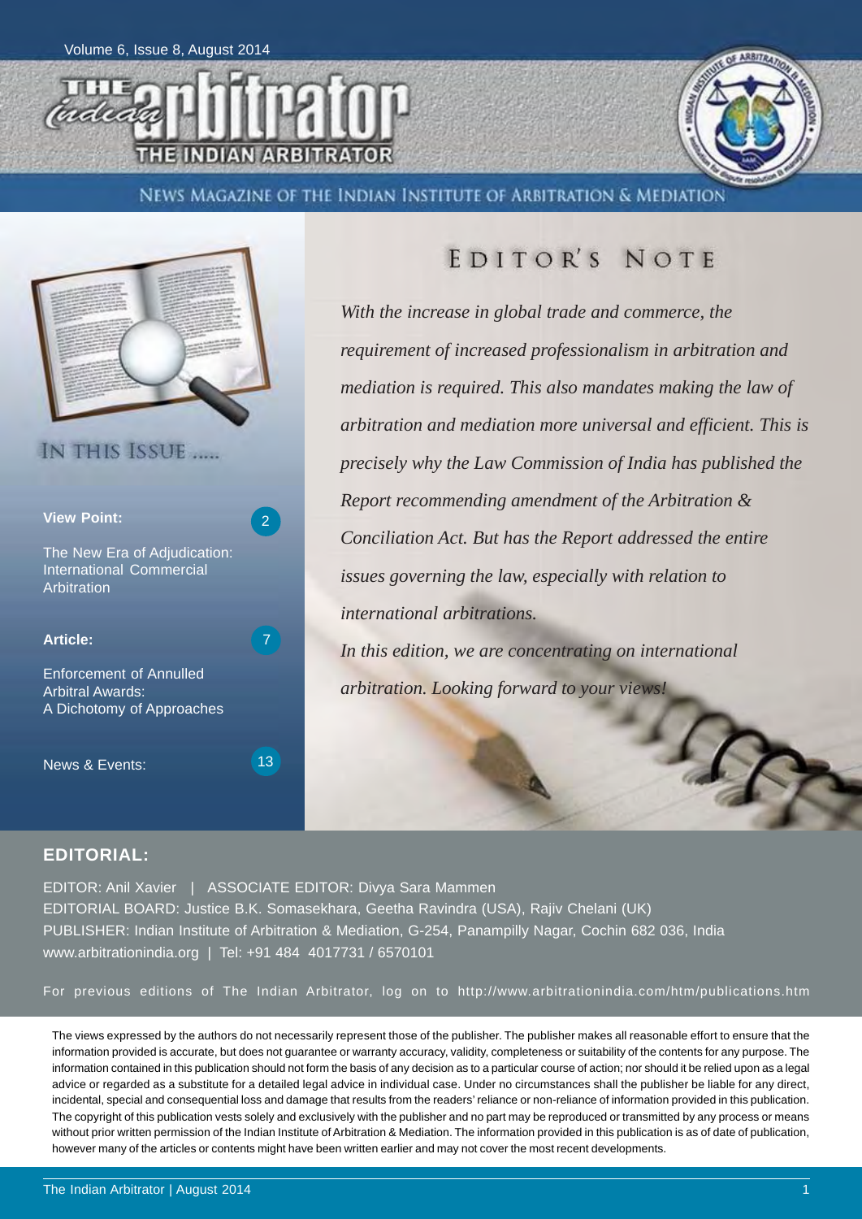Volume 6, Issue 8, August 2014

# THE INDIAN ARBITRATOR

NEWS MAGAZINE OF THE INDIAN INSTITUTE OF ARBITRATION & MEDIATION

## IN THIS ISSUE .....

**View Point:** 2

The New Era of Adjudication: International Commercial Arbitration

**Article:** 7

Enforcement of Annulled Arbitral Awards: A Dichotomy of Approaches

News & Events: 13

## EDITOR'S NOTE

*With the increase in global trade and commerce, the requirement of increased professionalism in arbitration and mediation is required. This also mandates making the law of arbitration and mediation more universal and efficient. This is precisely why the Law Commission of India has published the Report recommending amendment of the Arbitration & Conciliation Act. But has the Report addressed the entire issues governing the law, especially with relation to international arbitrations.*

*In this edition, we are concentrating on international arbitration. Looking forward to your views!*

### EDITORIAL:

EDITOR: Anil Xavier | ASSOCIATE EDITOR: Divya Sara Mammen

EDITORIAL BOARD: Justice B.K. Somasekhara, Geetha Ravindra (USA), Rajiv Chelani (UK)

PUBLISHER: Indian Institute of Arbitration & Mediation, G-254, Panampilly Nagar, Cochin 682 036, India

www.arbitrationindia.org | Tel: +91 484 4017731 / 6570101

For previous editions of The Indian Arbitrator, log on to http://www.arbitrationindia.com/htm/publications.htm

The views expressed by the authors do not necessarily represent those of the publisher. The publisher makes all reasonable effort to ensure that the information provided is accurate, but does not guarantee or warranty accuracy, validity, completeness or suitability of the contents for any purpose. The information contained in this publication should not form the basis of any decision as to a particular course of action; nor should it be relied upon as a legal advice or regarded as a substitute for a detailed legal advice in individual case. Under no circumstances shall the publisher be liable for any direct, incidental, special and consequential loss and damage that results from the readers' reliance or non-reliance of information provided in this publication. The copyright of this publication vests solely and exclusively with the publisher and no part may be reproduced or transmitted by any process or means without prior written permission of the Indian Institute of Arbitration & Mediation. The information provided in this publication is as of date of publication, however many of the articles or contents might have been written earlier and may not cover the most recent developments.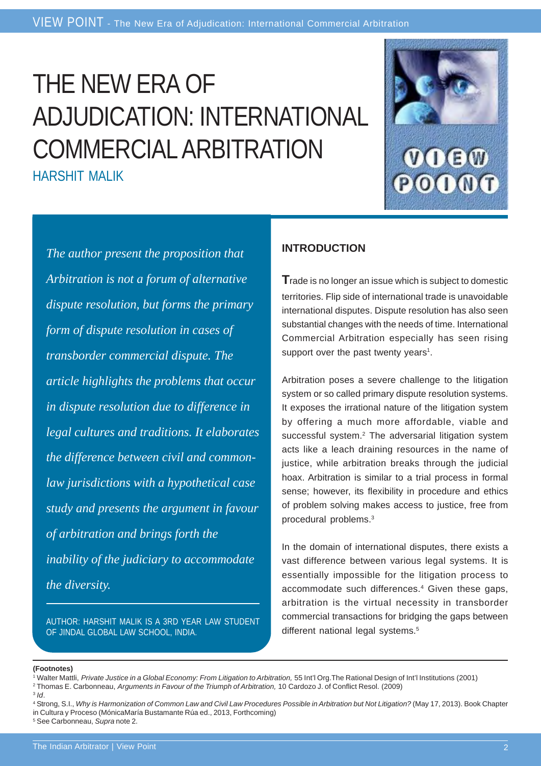# THE NEW ERA OF ADJUDICATION: INTERNATIONAL COMMERCIAL ARBITRATION

HARSHIT MALIK

*The author present the proposition that Arbitration is not a forum of alternative dispute resolution, but forms the primary form of dispute resolution in cases of transborder commercial dispute. The article highlights the problems that occur in dispute resolution due to difference in legal cultures and traditions. It elaborates the difference between civil and common-law jurisdictions with a hypothetical case study and presents the argument in favour of arbitration and brings forth the inability of the judiciary to accommodate the diversity.*

AUTHOR: HARSHIT MALIK IS A 3RD YEAR LAW STUDENT OF JINDAL GLOBAL LAW SCHOOL, INDIA.

## INTRODUCTION

Trade is no longer an issue which is subject to domestic territories. Flip side of international trade is unavoidable international disputes. Dispute resolution has also seen substantial changes with the needs of time. International Commercial Arbitration especially has seen rising support over the past twenty years[1].

Arbitration poses a severe challenge to the litigation system or so called primary dispute resolution systems. It exposes the irrational nature of the litigation system by offering a much more affordable, viable and successful system.[2] The adversarial litigation system acts like a leach draining resources in the name of justice, while arbitration breaks through the judicial hoax. Arbitration is similar to a trial process in formal sense; however, its flexibility in procedure and ethics of problem solving makes access to justice, free from procedural problems.[3]

In the domain of international disputes, there exists a vast difference between various legal systems. It is essentially impossible for the litigation process to accommodate such differences.[4] Given these gaps, arbitration is the virtual necessity in transborder commercial transactions for bridging the gaps between different national legal systems.[5]

**(Footnotes)**

[1] Walter Mattli, *Private Justice in a Global Economy: From Litigation to Arbitration,* 55 Int'l Org.The Rational Design of Int'l Institutions (2001)

[2] Thomas E. Carbonneau, *Arguments in Favour of the Triumph of Arbitration,* 10 Cardozo J. of Conflict Resol. (2009)

[3] *Id*.

[4] Strong, S.I., *Why is Harmonization of Common Law and Civil Law Procedures Possible in Arbitration but Not Litigation?* (May 17, 2013). Book Chapter in Cultura y Proceso (MónicaMaría Bustamante Rúa ed., 2013, Forthcoming)

[5] See Carbonneau, *Supra* note 2.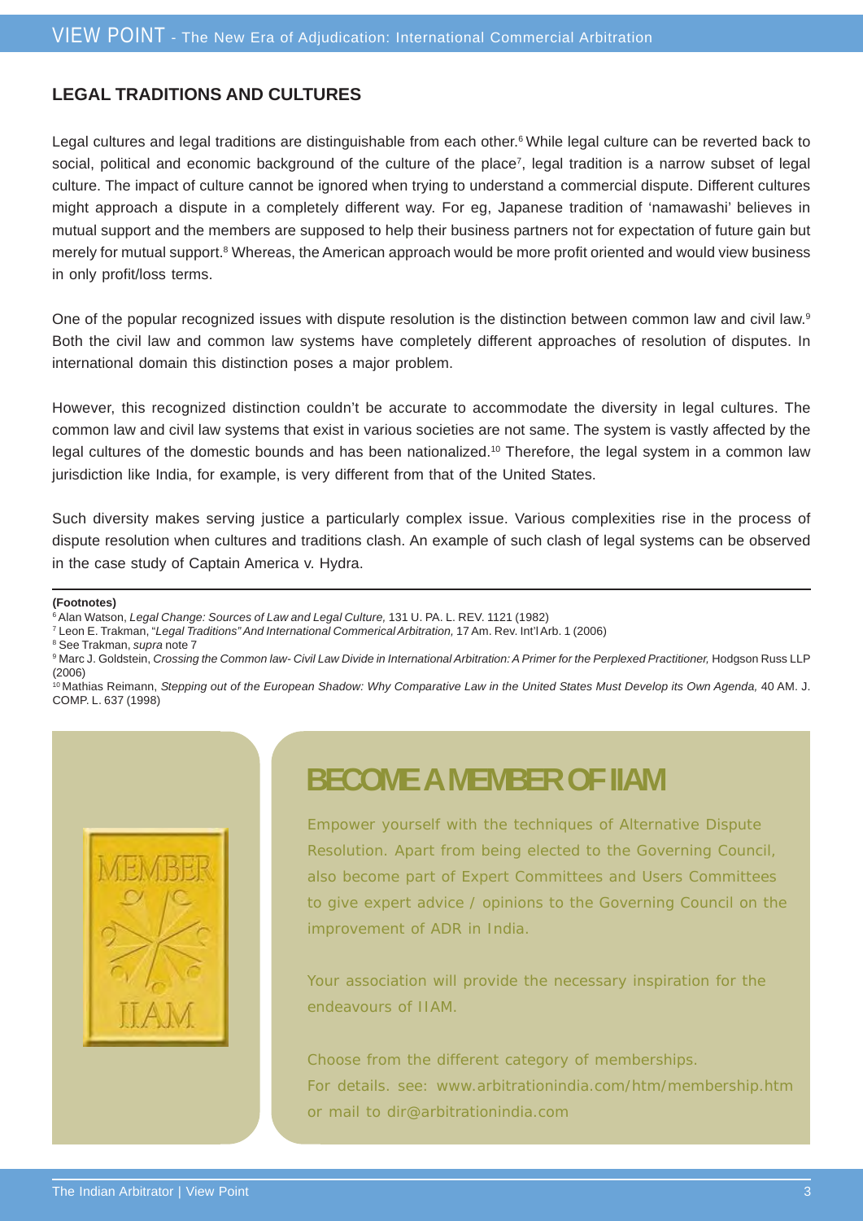## LEGAL TRADITIONS AND CULTURES

Legal cultures and legal traditions are distinguishable from each other.[6] While legal culture can be reverted back to social, political and economic background of the culture of the place[7], legal tradition is a narrow subset of legal culture. The impact of culture cannot be ignored when trying to understand a commercial dispute. Different cultures might approach a dispute in a completely different way. For eg, Japanese tradition of 'namawashi' believes in mutual support and the members are supposed to help their business partners not for expectation of future gain but merely for mutual support.[8] Whereas, the American approach would be more profit oriented and would view business in only profit/loss terms.

One of the popular recognized issues with dispute resolution is the distinction between common law and civil law.[9] Both the civil law and common law systems have completely different approaches of resolution of disputes. In international domain this distinction poses a major problem.

However, this recognized distinction couldn't be accurate to accommodate the diversity in legal cultures. The common law and civil law systems that exist in various societies are not same. The system is vastly affected by the legal cultures of the domestic bounds and has been nationalized.[10] Therefore, the legal system in a common law jurisdiction like India, for example, is very different from that of the United States.

Such diversity makes serving justice a particularly complex issue. Various complexities rise in the process of dispute resolution when cultures and traditions clash. An example of such clash of legal systems can be observed in the case study of Captain America v. Hydra.

**(Footnotes)**

[6] Alan Watson, *Legal Change: Sources of Law and Legal Culture,* 131 U. PA. L. REV. 1121 (1982)

[7] Leon E. Trakman, "*Legal Traditions" And International Commerical Arbitration,* 17 Am. Rev. Int'l Arb. 1 (2006)

[8] See Trakman, *supra* note 7

[9] Marc J. Goldstein, *Crossing the Common law- Civil Law Divide in International Arbitration: A Primer for the Perplexed Practitioner,* Hodgson Russ LLP (2006)

[10] Mathias Reimann, *Stepping out of the European Shadow: Why Comparative Law in the United States Must Develop its Own Agenda,* 40 AM. J. COMP. L. 637 (1998)

## BECOME A MEMBER OF IIAM

Empower yourself with the techniques of Alternative Dispute Resolution. Apart from being elected to the Governing Council, also become part of Expert Committees and Users Committees to give expert advice / opinions to the Governing Council on the improvement of ADR in India.

Your association will provide the necessary inspiration for the endeavours of IIAM.

Choose from the different category of memberships.
For details. see: www.arbitrationindia.com/htm/membership.htm
or mail to dir@arbitrationindia.com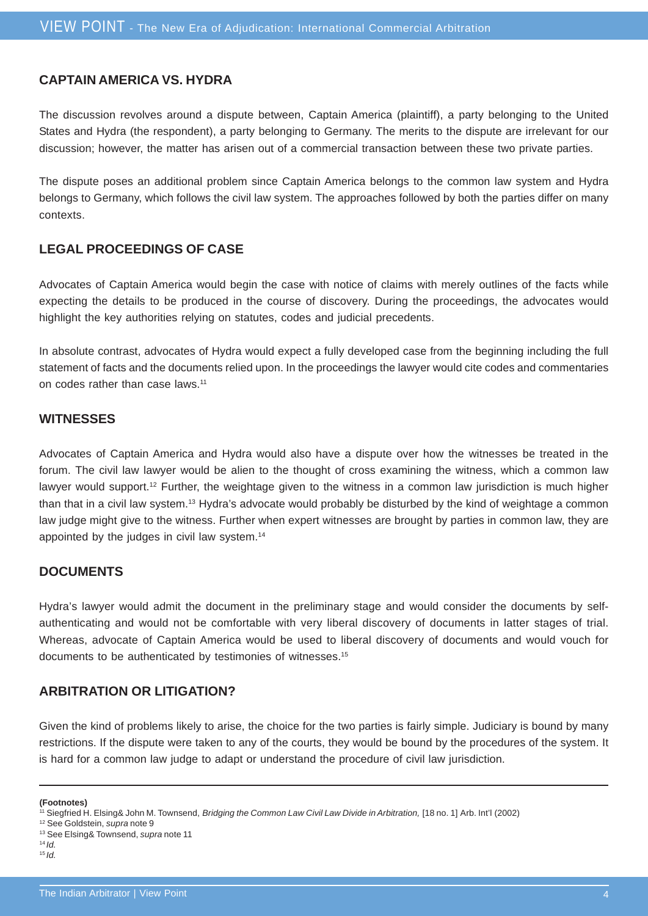## CAPTAIN AMERICA VS. HYDRA

The discussion revolves around a dispute between, Captain America (plaintiff), a party belonging to the United States and Hydra (the respondent), a party belonging to Germany. The merits to the dispute are irrelevant for our discussion; however, the matter has arisen out of a commercial transaction between these two private parties.

The dispute poses an additional problem since Captain America belongs to the common law system and Hydra belongs to Germany, which follows the civil law system. The approaches followed by both the parties differ on many contexts.

## LEGAL PROCEEDINGS OF CASE

Advocates of Captain America would begin the case with notice of claims with merely outlines of the facts while expecting the details to be produced in the course of discovery. During the proceedings, the advocates would highlight the key authorities relying on statutes, codes and judicial precedents.

In absolute contrast, advocates of Hydra would expect a fully developed case from the beginning including the full statement of facts and the documents relied upon. In the proceedings the lawyer would cite codes and commentaries on codes rather than case laws.[11]

## WITNESSES

Advocates of Captain America and Hydra would also have a dispute over how the witnesses be treated in the forum. The civil law lawyer would be alien to the thought of cross examining the witness, which a common law lawyer would support.[12] Further, the weightage given to the witness in a common law jurisdiction is much higher than that in a civil law system.[13] Hydra's advocate would probably be disturbed by the kind of weightage a common law judge might give to the witness. Further when expert witnesses are brought by parties in common law, they are appointed by the judges in civil law system.[14]

## DOCUMENTS

Hydra's lawyer would admit the document in the preliminary stage and would consider the documents by self-authenticating and would not be comfortable with very liberal discovery of documents in latter stages of trial. Whereas, advocate of Captain America would be used to liberal discovery of documents and would vouch for documents to be authenticated by testimonies of witnesses.[15]

## ARBITRATION OR LITIGATION?

Given the kind of problems likely to arise, the choice for the two parties is fairly simple. Judiciary is bound by many restrictions. If the dispute were taken to any of the courts, they would be bound by the procedures of the system. It is hard for a common law judge to adapt or understand the procedure of civil law jurisdiction.

---

**(Footnotes)**

[11] Siegfried H. Elsing& John M. Townsend, *Bridging the Common Law Civil Law Divide in Arbitration,* [18 no. 1] Arb. Int'l (2002)

[12] See Goldstein, *supra* note 9

[13] See Elsing& Townsend, *supra* note 11

[14] *Id.*

[15] *Id.*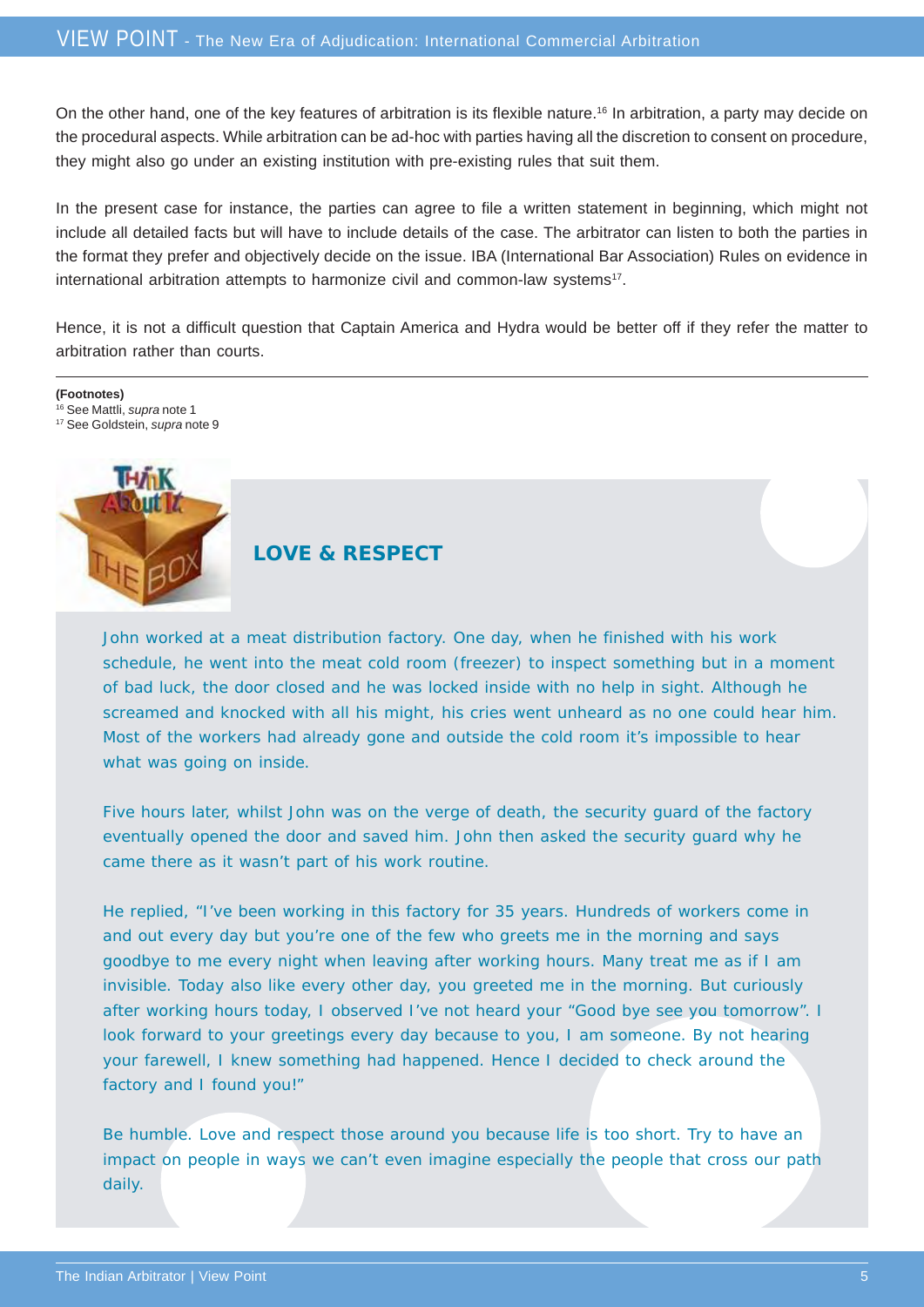On the other hand, one of the key features of arbitration is its flexible nature.[16] In arbitration, a party may decide on the procedural aspects. While arbitration can be ad-hoc with parties having all the discretion to consent on procedure, they might also go under an existing institution with pre-existing rules that suit them.

In the present case for instance, the parties can agree to file a written statement in beginning, which might not include all detailed facts but will have to include details of the case. The arbitrator can listen to both the parties in the format they prefer and objectively decide on the issue. IBA (International Bar Association) Rules on evidence in international arbitration attempts to harmonize civil and common-law systems[17].

Hence, it is not a difficult question that Captain America and Hydra would be better off if they refer the matter to arbitration rather than courts.

---

**(Footnotes)**

[16] See Mattli, *supra* note 1

[17] See Goldstein, *supra* note 9

## LOVE & RESPECT

John worked at a meat distribution factory. One day, when he finished with his work schedule, he went into the meat cold room (freezer) to inspect something but in a moment of bad luck, the door closed and he was locked inside with no help in sight. Although he screamed and knocked with all his might, his cries went unheard as no one could hear him. Most of the workers had already gone and outside the cold room it's impossible to hear what was going on inside.

Five hours later, whilst John was on the verge of death, the security guard of the factory eventually opened the door and saved him. John then asked the security guard why he came there as it wasn't part of his work routine.

He replied, "I've been working in this factory for 35 years. Hundreds of workers come in and out every day but you're one of the few who greets me in the morning and says goodbye to me every night when leaving after working hours. Many treat me as if I am invisible. Today also like every other day, you greeted me in the morning. But curiously after working hours today, I observed I've not heard your "Good bye see you tomorrow". I look forward to your greetings every day because to you, I am someone. By not hearing your farewell, I knew something had happened. Hence I decided to check around the factory and I found you!"

Be humble. Love and respect those around you because life is too short. Try to have an impact on people in ways we can't even imagine especially the people that cross our path daily.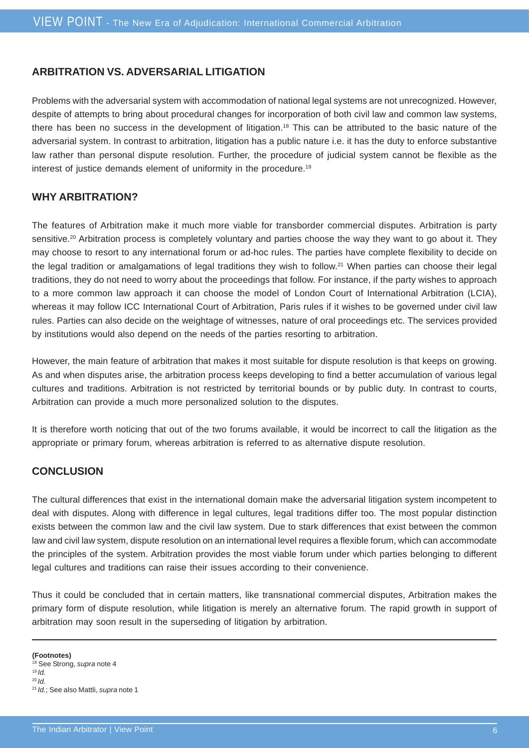## ARBITRATION VS. ADVERSARIAL LITIGATION

Problems with the adversarial system with accommodation of national legal systems are not unrecognized. However, despite of attempts to bring about procedural changes for incorporation of both civil law and common law systems, there has been no success in the development of litigation.[18] This can be attributed to the basic nature of the adversarial system. In contrast to arbitration, litigation has a public nature i.e. it has the duty to enforce substantive law rather than personal dispute resolution. Further, the procedure of judicial system cannot be flexible as the interest of justice demands element of uniformity in the procedure.[19]

## WHY ARBITRATION?

The features of Arbitration make it much more viable for transborder commercial disputes. Arbitration is party sensitive.[20] Arbitration process is completely voluntary and parties choose the way they want to go about it. They may choose to resort to any international forum or ad-hoc rules. The parties have complete flexibility to decide on the legal tradition or amalgamations of legal traditions they wish to follow.[21] When parties can choose their legal traditions, they do not need to worry about the proceedings that follow. For instance, if the party wishes to approach to a more common law approach it can choose the model of London Court of International Arbitration (LCIA), whereas it may follow ICC International Court of Arbitration, Paris rules if it wishes to be governed under civil law rules. Parties can also decide on the weightage of witnesses, nature of oral proceedings etc. The services provided by institutions would also depend on the needs of the parties resorting to arbitration.

However, the main feature of arbitration that makes it most suitable for dispute resolution is that keeps on growing. As and when disputes arise, the arbitration process keeps developing to find a better accumulation of various legal cultures and traditions. Arbitration is not restricted by territorial bounds or by public duty. In contrast to courts, Arbitration can provide a much more personalized solution to the disputes.

It is therefore worth noticing that out of the two forums available, it would be incorrect to call the litigation as the appropriate or primary forum, whereas arbitration is referred to as alternative dispute resolution.

## CONCLUSION

The cultural differences that exist in the international domain make the adversarial litigation system incompetent to deal with disputes. Along with difference in legal cultures, legal traditions differ too. The most popular distinction exists between the common law and the civil law system. Due to stark differences that exist between the common law and civil law system, dispute resolution on an international level requires a flexible forum, which can accommodate the principles of the system. Arbitration provides the most viable forum under which parties belonging to different legal cultures and traditions can raise their issues according to their convenience.

Thus it could be concluded that in certain matters, like transnational commercial disputes, Arbitration makes the primary form of dispute resolution, while litigation is merely an alternative forum. The rapid growth in support of arbitration may soon result in the superseding of litigation by arbitration.

---

**(Footnotes)**

[18] See Strong, *supra* note 4

[19] *Id.*

[20] *Id.*

[21] *Id.*; See also Mattli, *supra* note 1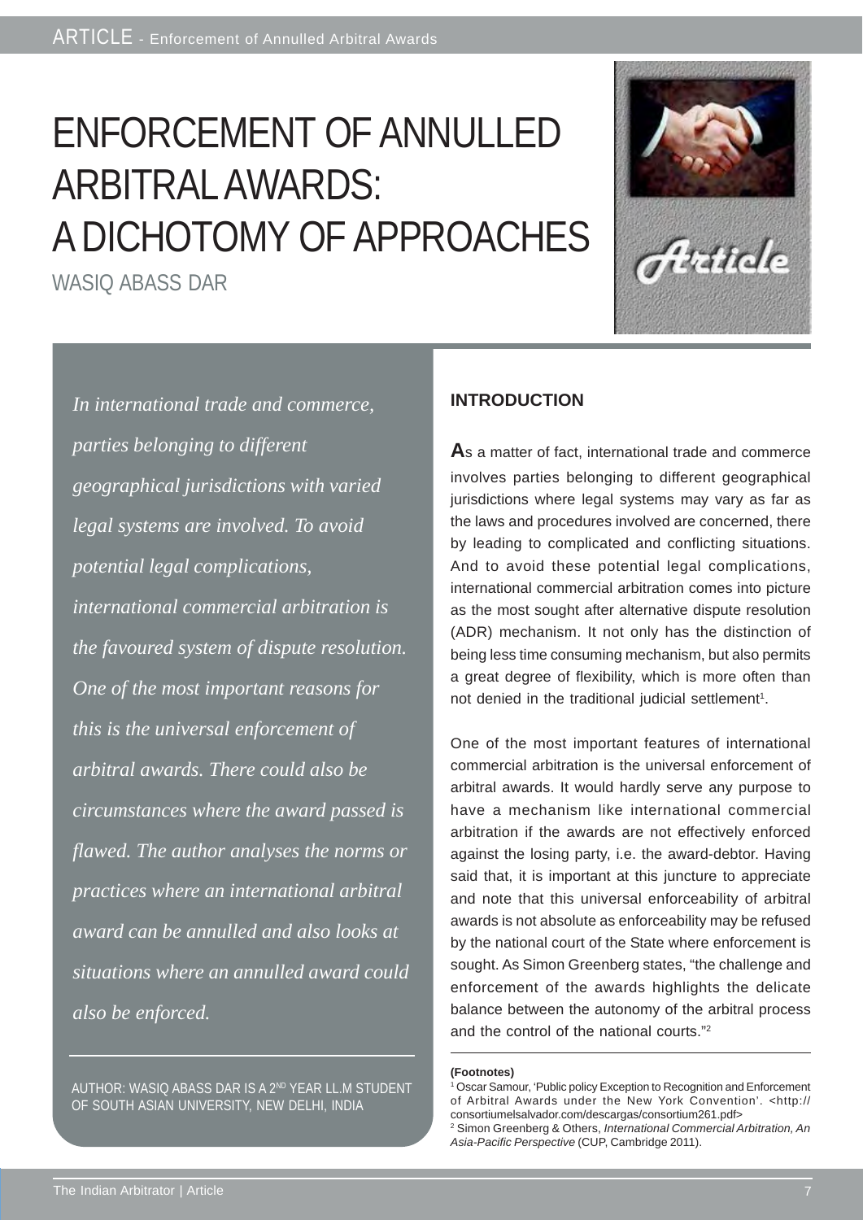# ENFORCEMENT OF ANNULLED ARBITRAL AWARDS: A DICHOTOMY OF APPROACHES

WASIQ ABASS DAR

*In international trade and commerce, parties belonging to different geographical jurisdictions with varied legal systems are involved. To avoid potential legal complications, international commercial arbitration is the favoured system of dispute resolution. One of the most important reasons for this is the universal enforcement of arbitral awards. There could also be circumstances where the award passed is flawed. The author analyses the norms or practices where an international arbitral award can be annulled and also looks at situations where an annulled award could also be enforced.*

AUTHOR: WASIQ ABASS DAR IS A 2ND YEAR LL.M STUDENT OF SOUTH ASIAN UNIVERSITY, NEW DELHI, INDIA

## INTRODUCTION

As a matter of fact, international trade and commerce involves parties belonging to different geographical jurisdictions where legal systems may vary as far as the laws and procedures involved are concerned, there by leading to complicated and conflicting situations. And to avoid these potential legal complications, international commercial arbitration comes into picture as the most sought after alternative dispute resolution (ADR) mechanism. It not only has the distinction of being less time consuming mechanism, but also permits a great degree of flexibility, which is more often than not denied in the traditional judicial settlement[1].

One of the most important features of international commercial arbitration is the universal enforcement of arbitral awards. It would hardly serve any purpose to have a mechanism like international commercial arbitration if the awards are not effectively enforced against the losing party, i.e. the award-debtor. Having said that, it is important at this juncture to appreciate and note that this universal enforceability of arbitral awards is not absolute as enforceability may be refused by the national court of the State where enforcement is sought. As Simon Greenberg states, "the challenge and enforcement of the awards highlights the delicate balance between the autonomy of the arbitral process and the control of the national courts."[2]

**(Footnotes)**

[1] Oscar Samour, 'Public policy Exception to Recognition and Enforcement of Arbitral Awards under the New York Convention'. <http://consortiumelsalvador.com/descargas/consortium261.pdf>

[2] Simon Greenberg & Others, *International Commercial Arbitration, An Asia-Pacific Perspective* (CUP, Cambridge 2011).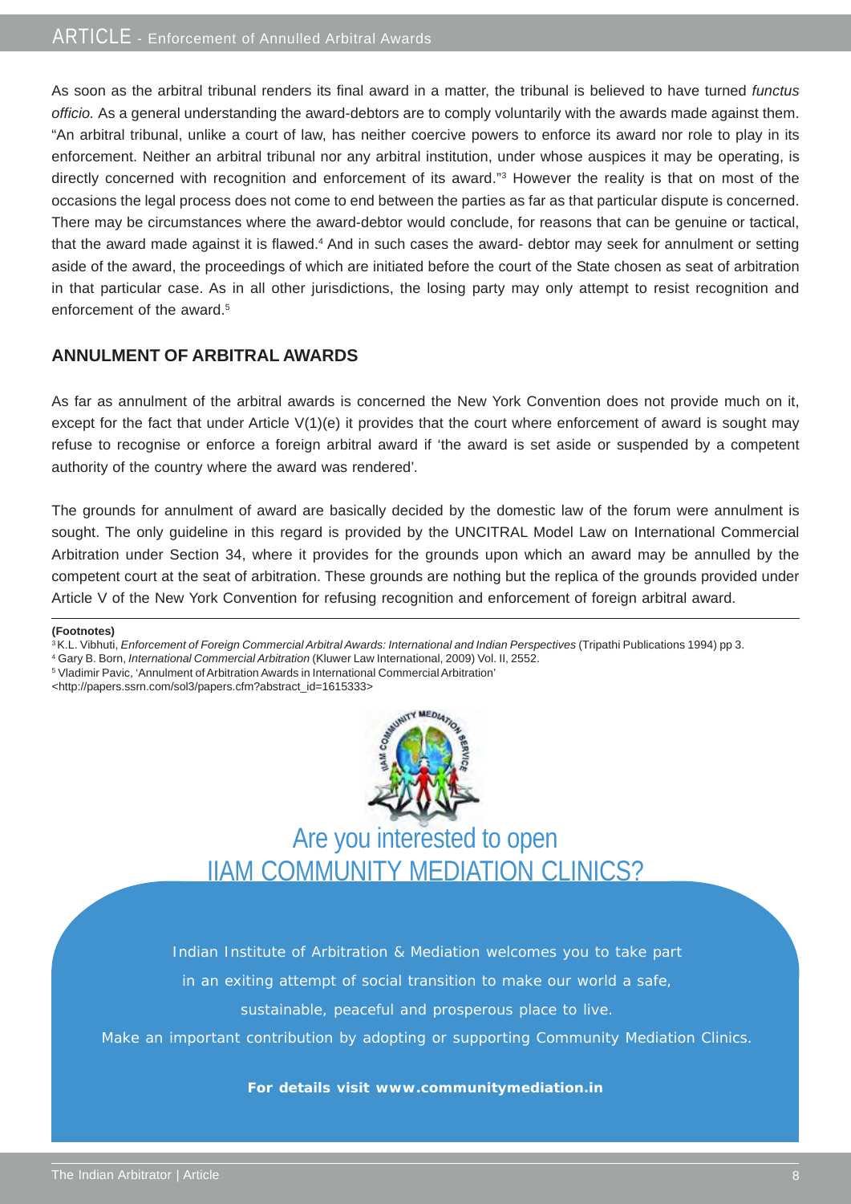As soon as the arbitral tribunal renders its final award in a matter, the tribunal is believed to have turned *functus officio.* As a general understanding the award-debtors are to comply voluntarily with the awards made against them. "An arbitral tribunal, unlike a court of law, has neither coercive powers to enforce its award nor role to play in its enforcement. Neither an arbitral tribunal nor any arbitral institution, under whose auspices it may be operating, is directly concerned with recognition and enforcement of its award."[3] However the reality is that on most of the occasions the legal process does not come to end between the parties as far as that particular dispute is concerned. There may be circumstances where the award-debtor would conclude, for reasons that can be genuine or tactical, that the award made against it is flawed.[4] And in such cases the award- debtor may seek for annulment or setting aside of the award, the proceedings of which are initiated before the court of the State chosen as seat of arbitration in that particular case. As in all other jurisdictions, the losing party may only attempt to resist recognition and enforcement of the award.[5]

## ANNULMENT OF ARBITRAL AWARDS

As far as annulment of the arbitral awards is concerned the New York Convention does not provide much on it, except for the fact that under Article V(1)(e) it provides that the court where enforcement of award is sought may refuse to recognise or enforce a foreign arbitral award if 'the award is set aside or suspended by a competent authority of the country where the award was rendered'.

The grounds for annulment of award are basically decided by the domestic law of the forum were annulment is sought. The only guideline in this regard is provided by the UNCITRAL Model Law on International Commercial Arbitration under Section 34, where it provides for the grounds upon which an award may be annulled by the competent court at the seat of arbitration. These grounds are nothing but the replica of the grounds provided under Article V of the New York Convention for refusing recognition and enforcement of foreign arbitral award.

---

**(Footnotes)**

[3] K.L. Vibhuti, *Enforcement of Foreign Commercial Arbitral Awards: International and Indian Perspectives* (Tripathi Publications 1994) pp 3.

[4] Gary B. Born, *International Commercial Arbitration* (Kluwer Law International, 2009) Vol. II, 2552.

[5] Vladimir Pavic, 'Annulment of Arbitration Awards in International Commercial Arbitration' <http://papers.ssrn.com/sol3/papers.cfm?abstract_id=1615333>

## Are you interested to open IIAM COMMUNITY MEDIATION CLINICS?

Indian Institute of Arbitration & Mediation welcomes you to take part in an exiting attempt of social transition to make our world a safe, sustainable, peaceful and prosperous place to live.

Make an important contribution by adopting or supporting Community Mediation Clinics.

**For details visit www.communitymediation.in**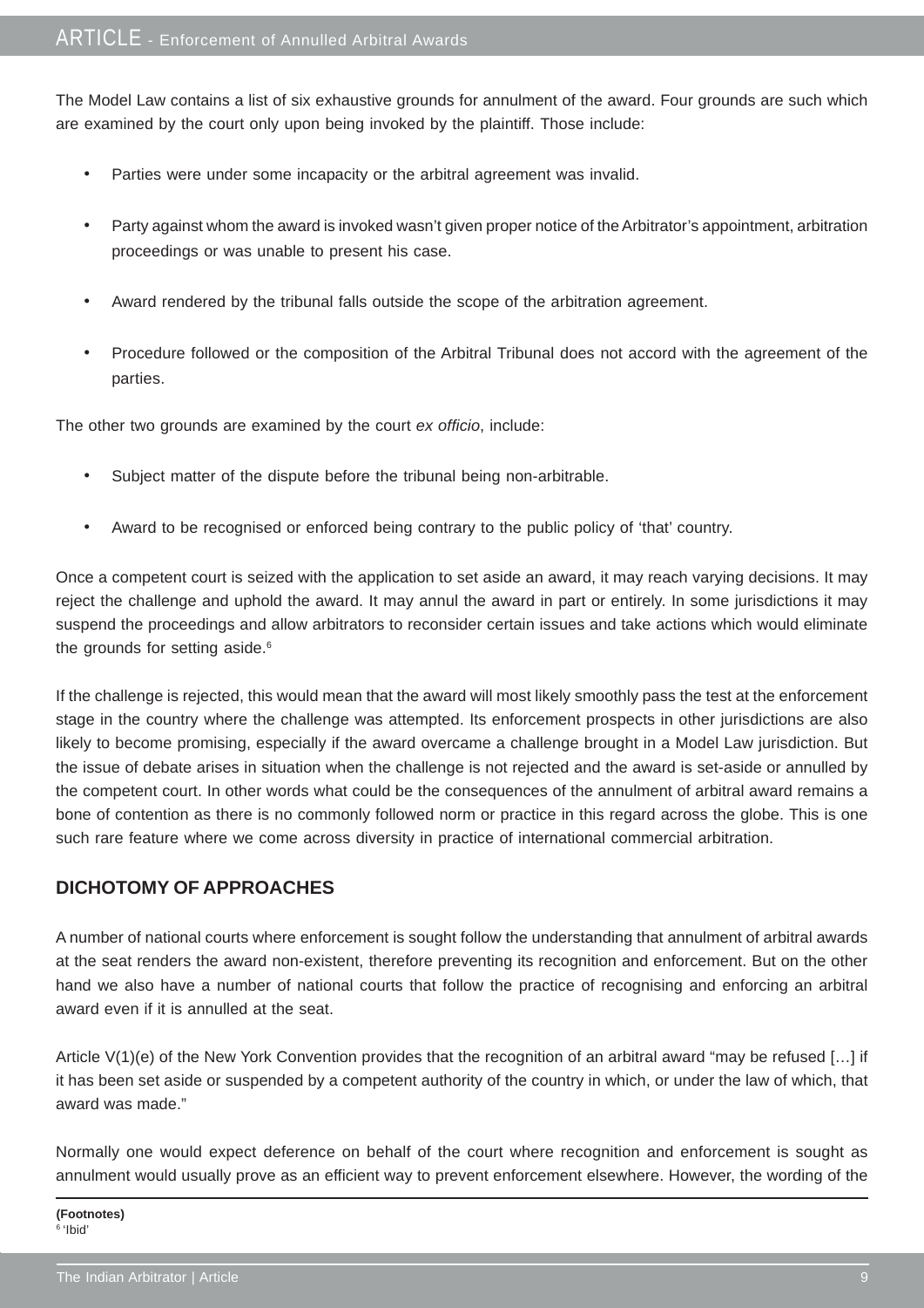The Model Law contains a list of six exhaustive grounds for annulment of the award. Four grounds are such which are examined by the court only upon being invoked by the plaintiff. Those include:

- Parties were under some incapacity or the arbitral agreement was invalid.
- Party against whom the award is invoked wasn't given proper notice of the Arbitrator's appointment, arbitration proceedings or was unable to present his case.
- Award rendered by the tribunal falls outside the scope of the arbitration agreement.
- Procedure followed or the composition of the Arbitral Tribunal does not accord with the agreement of the parties.

The other two grounds are examined by the court *ex officio*, include:

- Subject matter of the dispute before the tribunal being non-arbitrable.
- Award to be recognised or enforced being contrary to the public policy of 'that' country.

Once a competent court is seized with the application to set aside an award, it may reach varying decisions. It may reject the challenge and uphold the award. It may annul the award in part or entirely. In some jurisdictions it may suspend the proceedings and allow arbitrators to reconsider certain issues and take actions which would eliminate the grounds for setting aside.[6]

If the challenge is rejected, this would mean that the award will most likely smoothly pass the test at the enforcement stage in the country where the challenge was attempted. Its enforcement prospects in other jurisdictions are also likely to become promising, especially if the award overcame a challenge brought in a Model Law jurisdiction. But the issue of debate arises in situation when the challenge is not rejected and the award is set-aside or annulled by the competent court. In other words what could be the consequences of the annulment of arbitral award remains a bone of contention as there is no commonly followed norm or practice in this regard across the globe. This is one such rare feature where we come across diversity in practice of international commercial arbitration.

## DICHOTOMY OF APPROACHES

A number of national courts where enforcement is sought follow the understanding that annulment of arbitral awards at the seat renders the award non-existent, therefore preventing its recognition and enforcement. But on the other hand we also have a number of national courts that follow the practice of recognising and enforcing an arbitral award even if it is annulled at the seat.

Article V(1)(e) of the New York Convention provides that the recognition of an arbitral award "may be refused […] if it has been set aside or suspended by a competent authority of the country in which, or under the law of which, that award was made."

Normally one would expect deference on behalf of the court where recognition and enforcement is sought as annulment would usually prove as an efficient way to prevent enforcement elsewhere. However, the wording of the

**(Footnotes)**

[6] 'Ibid'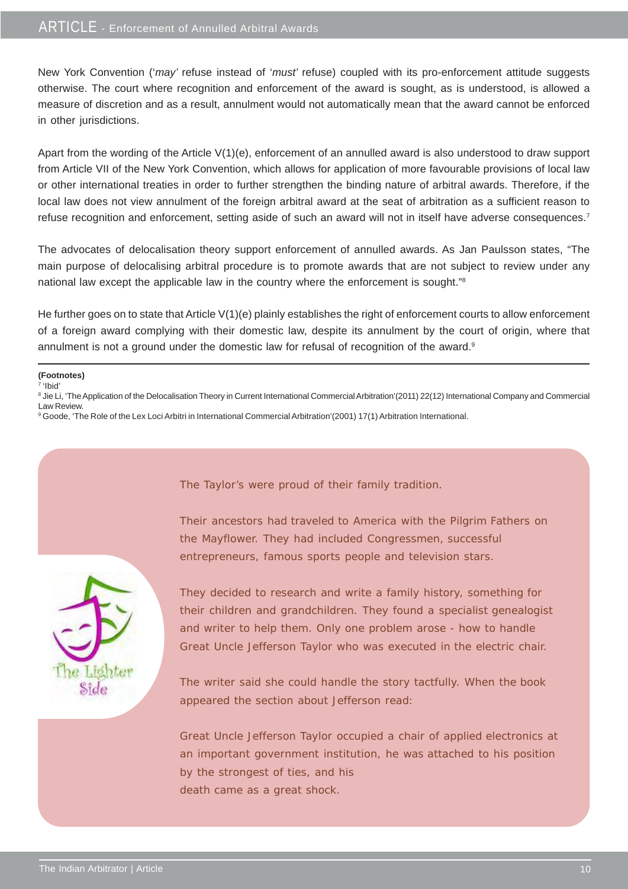New York Convention ('*may*' refuse instead of '*must*' refuse) coupled with its pro-enforcement attitude suggests otherwise. The court where recognition and enforcement of the award is sought, as is understood, is allowed a measure of discretion and as a result, annulment would not automatically mean that the award cannot be enforced in other jurisdictions.

Apart from the wording of the Article V(1)(e), enforcement of an annulled award is also understood to draw support from Article VII of the New York Convention, which allows for application of more favourable provisions of local law or other international treaties in order to further strengthen the binding nature of arbitral awards. Therefore, if the local law does not view annulment of the foreign arbitral award at the seat of arbitration as a sufficient reason to refuse recognition and enforcement, setting aside of such an award will not in itself have adverse consequences.[7]

The advocates of delocalisation theory support enforcement of annulled awards. As Jan Paulsson states, "The main purpose of delocalising arbitral procedure is to promote awards that are not subject to review under any national law except the applicable law in the country where the enforcement is sought."[8]

He further goes on to state that Article V(1)(e) plainly establishes the right of enforcement courts to allow enforcement of a foreign award complying with their domestic law, despite its annulment by the court of origin, where that annulment is not a ground under the domestic law for refusal of recognition of the award.[9]

---

**(Footnotes)**

[7] 'Ibid'

[8] Jie Li, 'The Application of the Delocalisation Theory in Current International Commercial Arbitration'(2011) 22(12) International Company and Commercial Law Review.

[9] Goode, 'The Role of the Lex Loci Arbitri in International Commercial Arbitration'(2001) 17(1) Arbitration International.

---

The Lighter Side

The Taylor's were proud of their family tradition.

Their ancestors had traveled to America with the Pilgrim Fathers on the Mayflower. They had included Congressmen, successful entrepreneurs, famous sports people and television stars.

They decided to research and write a family history, something for their children and grandchildren. They found a specialist genealogist and writer to help them. Only one problem arose - how to handle Great Uncle Jefferson Taylor who was executed in the electric chair.

The writer said she could handle the story tactfully. When the book appeared the section about Jefferson read:

Great Uncle Jefferson Taylor occupied a chair of applied electronics at an important government institution, he was attached to his position by the strongest of ties, and his death came as a great shock.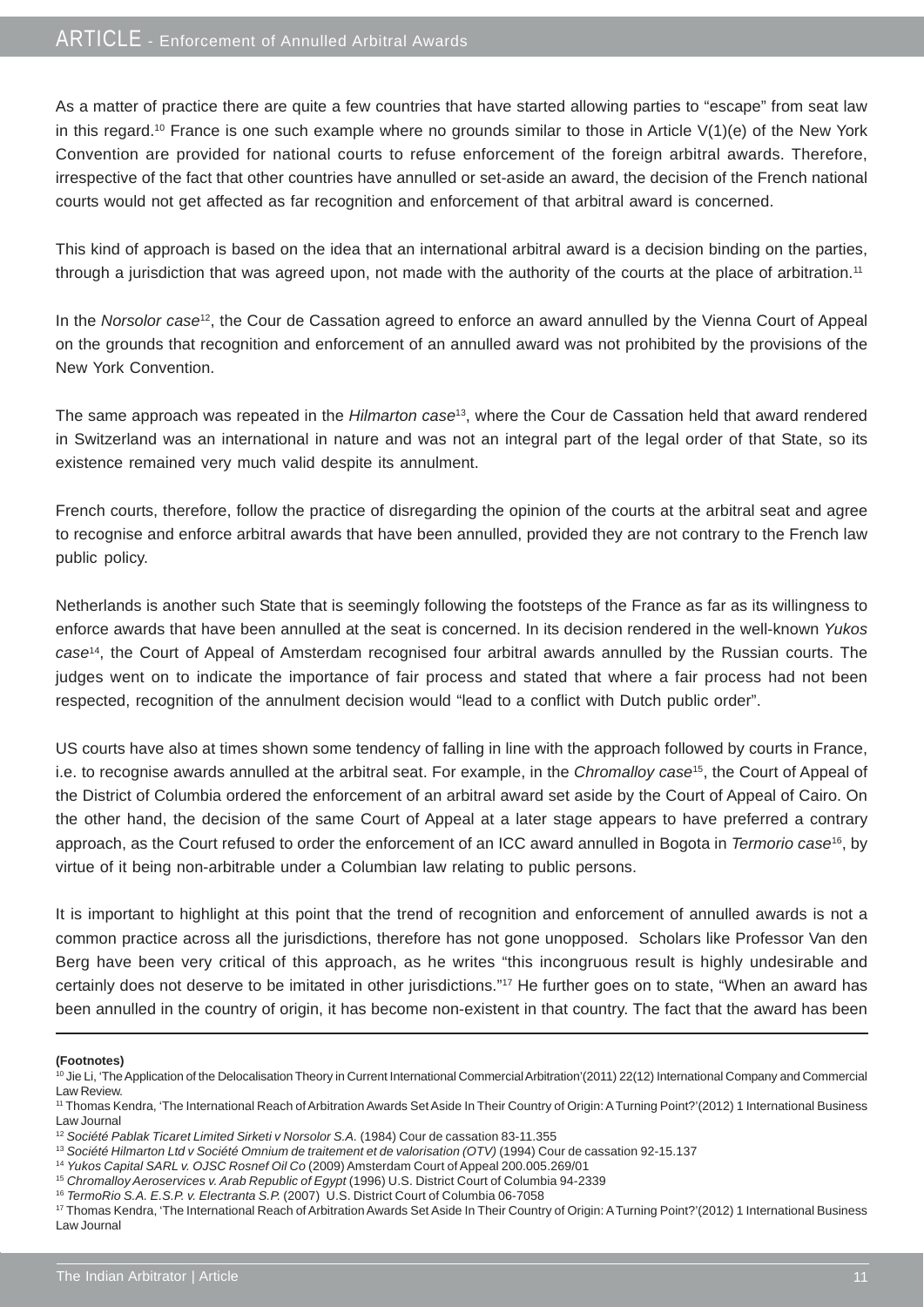As a matter of practice there are quite a few countries that have started allowing parties to "escape" from seat law in this regard.[10] France is one such example where no grounds similar to those in Article V(1)(e) of the New York Convention are provided for national courts to refuse enforcement of the foreign arbitral awards. Therefore, irrespective of the fact that other countries have annulled or set-aside an award, the decision of the French national courts would not get affected as far recognition and enforcement of that arbitral award is concerned.

This kind of approach is based on the idea that an international arbitral award is a decision binding on the parties, through a jurisdiction that was agreed upon, not made with the authority of the courts at the place of arbitration.[11]

In the *Norsolor case*[12], the Cour de Cassation agreed to enforce an award annulled by the Vienna Court of Appeal on the grounds that recognition and enforcement of an annulled award was not prohibited by the provisions of the New York Convention.

The same approach was repeated in the *Hilmarton case*[13], where the Cour de Cassation held that award rendered in Switzerland was an international in nature and was not an integral part of the legal order of that State, so its existence remained very much valid despite its annulment.

French courts, therefore, follow the practice of disregarding the opinion of the courts at the arbitral seat and agree to recognise and enforce arbitral awards that have been annulled, provided they are not contrary to the French law public policy.

Netherlands is another such State that is seemingly following the footsteps of the France as far as its willingness to enforce awards that have been annulled at the seat is concerned. In its decision rendered in the well-known *Yukos case*[14], the Court of Appeal of Amsterdam recognised four arbitral awards annulled by the Russian courts. The judges went on to indicate the importance of fair process and stated that where a fair process had not been respected, recognition of the annulment decision would "lead to a conflict with Dutch public order".

US courts have also at times shown some tendency of falling in line with the approach followed by courts in France, i.e. to recognise awards annulled at the arbitral seat. For example, in the *Chromalloy case*[15], the Court of Appeal of the District of Columbia ordered the enforcement of an arbitral award set aside by the Court of Appeal of Cairo. On the other hand, the decision of the same Court of Appeal at a later stage appears to have preferred a contrary approach, as the Court refused to order the enforcement of an ICC award annulled in Bogota in *Termorio case*[16], by virtue of it being non-arbitrable under a Columbian law relating to public persons.

It is important to highlight at this point that the trend of recognition and enforcement of annulled awards is not a common practice across all the jurisdictions, therefore has not gone unopposed. Scholars like Professor Van den Berg have been very critical of this approach, as he writes "this incongruous result is highly undesirable and certainly does not deserve to be imitated in other jurisdictions."[17] He further goes on to state, "When an award has been annulled in the country of origin, it has become non-existent in that country. The fact that the award has been

---

**(Footnotes)**

[10] Jie Li, 'The Application of the Delocalisation Theory in Current International Commercial Arbitration'(2011) 22(12) International Company and Commercial Law Review.

[11] Thomas Kendra, 'The International Reach of Arbitration Awards Set Aside In Their Country of Origin: A Turning Point?'(2012) 1 International Business Law Journal

[12] *Société Pablak Ticaret Limited Sirketi v Norsolor S.A.* (1984) Cour de cassation 83-11.355

[13] *Société Hilmarton Ltd v Société Omnium de traitement et de valorisation (OTV)* (1994) Cour de cassation 92-15.137

[14] *Yukos Capital SARL v. OJSC Rosnef Oil Co* (2009) Amsterdam Court of Appeal 200.005.269/01

[15] *Chromalloy Aeroservices v. Arab Republic of Egypt* (1996) U.S. District Court of Columbia 94-2339

[16] *TermoRio S.A. E.S.P. v. Electranta S.P.* (2007) U.S. District Court of Columbia 06-7058

[17] Thomas Kendra, 'The International Reach of Arbitration Awards Set Aside In Their Country of Origin: A Turning Point?'(2012) 1 International Business Law Journal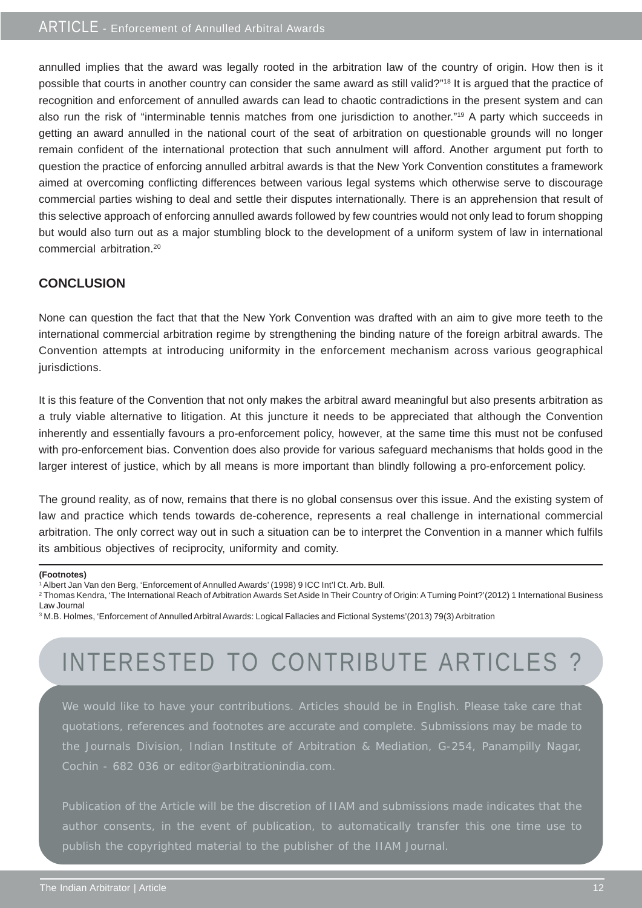annulled implies that the award was legally rooted in the arbitration law of the country of origin. How then is it possible that courts in another country can consider the same award as still valid?"[18] It is argued that the practice of recognition and enforcement of annulled awards can lead to chaotic contradictions in the present system and can also run the risk of "interminable tennis matches from one jurisdiction to another."[19] A party which succeeds in getting an award annulled in the national court of the seat of arbitration on questionable grounds will no longer remain confident of the international protection that such annulment will afford. Another argument put forth to question the practice of enforcing annulled arbitral awards is that the New York Convention constitutes a framework aimed at overcoming conflicting differences between various legal systems which otherwise serve to discourage commercial parties wishing to deal and settle their disputes internationally. There is an apprehension that result of this selective approach of enforcing annulled awards followed by few countries would not only lead to forum shopping but would also turn out as a major stumbling block to the development of a uniform system of law in international commercial arbitration.[20]

## CONCLUSION

None can question the fact that that the New York Convention was drafted with an aim to give more teeth to the international commercial arbitration regime by strengthening the binding nature of the foreign arbitral awards. The Convention attempts at introducing uniformity in the enforcement mechanism across various geographical jurisdictions.

It is this feature of the Convention that not only makes the arbitral award meaningful but also presents arbitration as a truly viable alternative to litigation. At this juncture it needs to be appreciated that although the Convention inherently and essentially favours a pro-enforcement policy, however, at the same time this must not be confused with pro-enforcement bias. Convention does also provide for various safeguard mechanisms that holds good in the larger interest of justice, which by all means is more important than blindly following a pro-enforcement policy.

The ground reality, as of now, remains that there is no global consensus over this issue. And the existing system of law and practice which tends towards de-coherence, represents a real challenge in international commercial arbitration. The only correct way out in such a situation can be to interpret the Convention in a manner which fulfils its ambitious objectives of reciprocity, uniformity and comity.

---

**(Footnotes)**

[1] Albert Jan Van den Berg, 'Enforcement of Annulled Awards' (1998) 9 ICC Int'l Ct. Arb. Bull.

[2] Thomas Kendra, 'The International Reach of Arbitration Awards Set Aside In Their Country of Origin: A Turning Point?'(2012) 1 International Business Law Journal

[3] M.B. Holmes, 'Enforcement of Annulled Arbitral Awards: Logical Fallacies and Fictional Systems'(2013) 79(3) Arbitration

## INTERESTED TO CONTRIBUTE ARTICLES ?

We would like to have your contributions. Articles should be in English. Please take care that quotations, references and footnotes are accurate and complete. Submissions may be made to the Journals Division, Indian Institute of Arbitration & Mediation, G-254, Panampilly Nagar, Cochin - 682 036 or editor@arbitrationindia.com.

Publication of the Article will be the discretion of IIAM and submissions made indicates that the author consents, in the event of publication, to automatically transfer this one time use to publish the copyrighted material to the publisher of the IIAM Journal.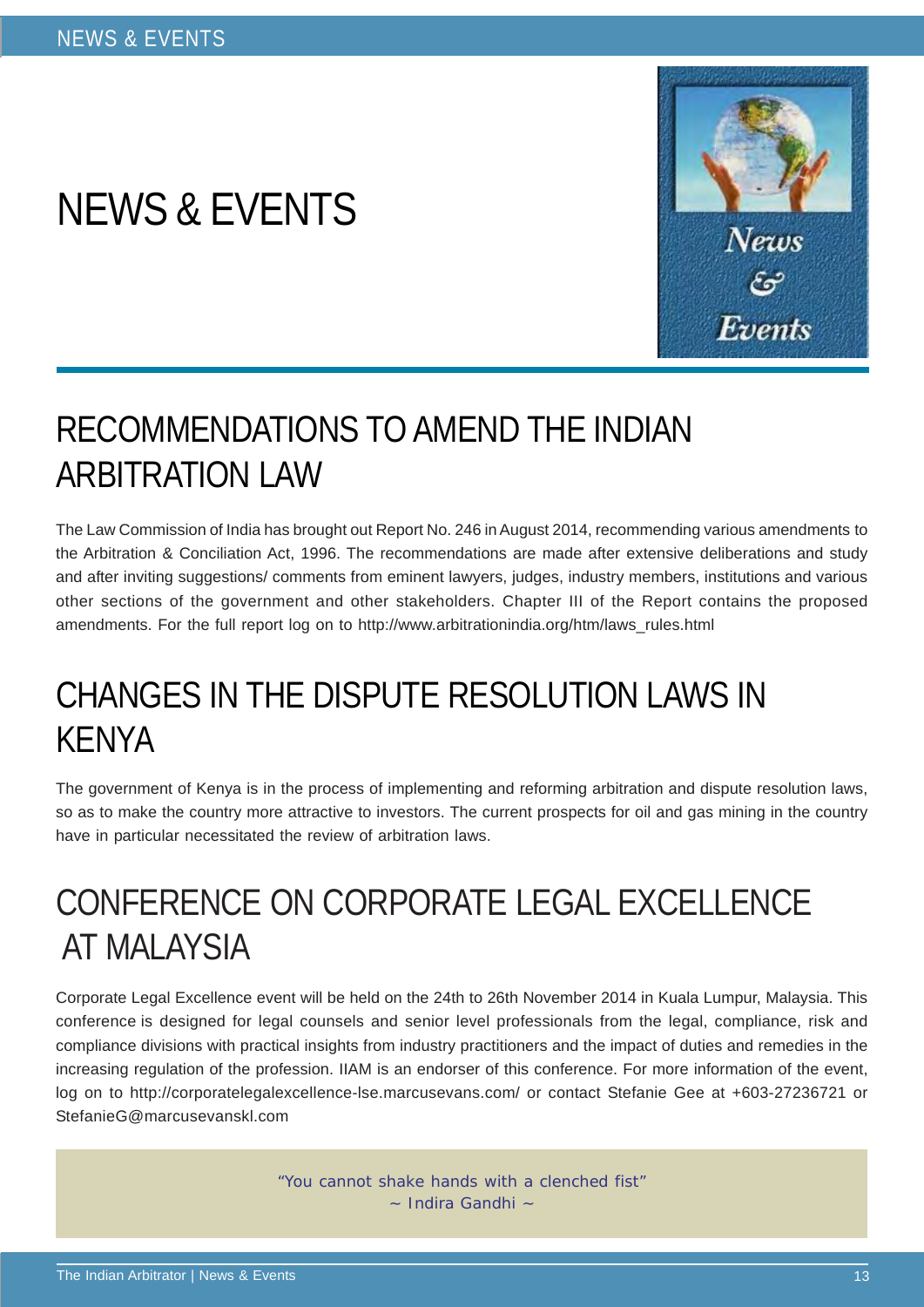# NEWS & EVENTS

## RECOMMENDATIONS TO AMEND THE INDIAN ARBITRATION LAW

The Law Commission of India has brought out Report No. 246 in August 2014, recommending various amendments to the Arbitration & Conciliation Act, 1996. The recommendations are made after extensive deliberations and study and after inviting suggestions/ comments from eminent lawyers, judges, industry members, institutions and various other sections of the government and other stakeholders. Chapter III of the Report contains the proposed amendments. For the full report log on to http://www.arbitrationindia.org/htm/laws_rules.html

## CHANGES IN THE DISPUTE RESOLUTION LAWS IN KENYA

The government of Kenya is in the process of implementing and reforming arbitration and dispute resolution laws, so as to make the country more attractive to investors. The current prospects for oil and gas mining in the country have in particular necessitated the review of arbitration laws.

## CONFERENCE ON CORPORATE LEGAL EXCELLENCE AT MALAYSIA

Corporate Legal Excellence event will be held on the 24th to 26th November 2014 in Kuala Lumpur, Malaysia. This conference is designed for legal counsels and senior level professionals from the legal, compliance, risk and compliance divisions with practical insights from industry practitioners and the impact of duties and remedies in the increasing regulation of the profession. IIAM is an endorser of this conference. For more information of the event, log on to http://corporatelegalexcellence-lse.marcusevans.com/ or contact Stefanie Gee at +603-27236721 or StefanieG@marcusevanskl.com

*"You cannot shake hands with a clenched fist"*
*~ Indira Gandhi ~*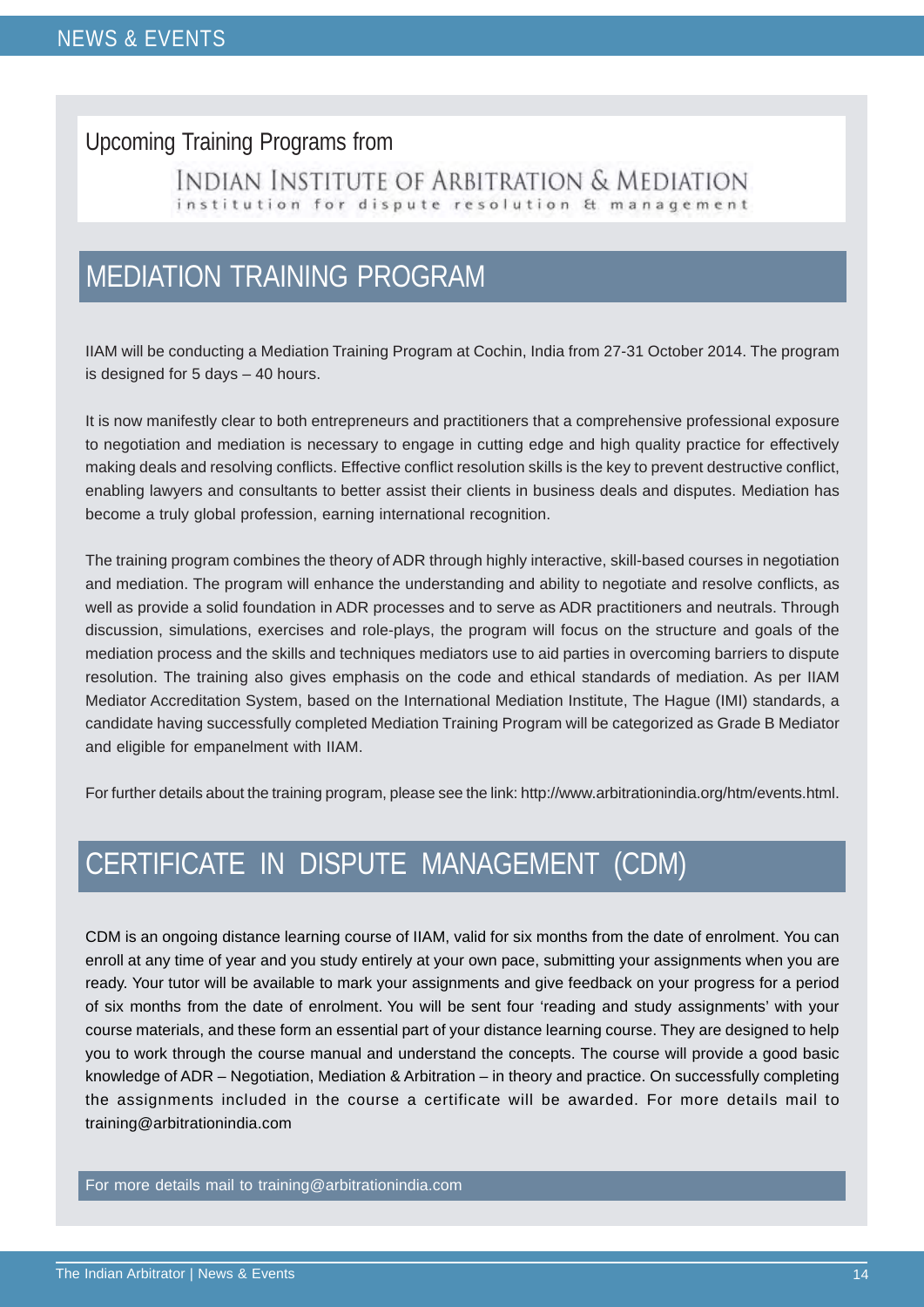Upcoming Training Programs from

INDIAN INSTITUTE OF ARBITRATION & MEDIATION

institution for dispute resolution & management

## MEDIATION TRAINING PROGRAM

IIAM will be conducting a Mediation Training Program at Cochin, India from 27-31 October 2014. The program is designed for 5 days – 40 hours.

It is now manifestly clear to both entrepreneurs and practitioners that a comprehensive professional exposure to negotiation and mediation is necessary to engage in cutting edge and high quality practice for effectively making deals and resolving conflicts. Effective conflict resolution skills is the key to prevent destructive conflict, enabling lawyers and consultants to better assist their clients in business deals and disputes. Mediation has become a truly global profession, earning international recognition.

The training program combines the theory of ADR through highly interactive, skill-based courses in negotiation and mediation. The program will enhance the understanding and ability to negotiate and resolve conflicts, as well as provide a solid foundation in ADR processes and to serve as ADR practitioners and neutrals. Through discussion, simulations, exercises and role-plays, the program will focus on the structure and goals of the mediation process and the skills and techniques mediators use to aid parties in overcoming barriers to dispute resolution. The training also gives emphasis on the code and ethical standards of mediation. As per IIAM Mediator Accreditation System, based on the International Mediation Institute, The Hague (IMI) standards, a candidate having successfully completed Mediation Training Program will be categorized as Grade B Mediator and eligible for empanelment with IIAM.

For further details about the training program, please see the link: http://www.arbitrationindia.org/htm/events.html.

## CERTIFICATE IN DISPUTE MANAGEMENT (CDM)

CDM is an ongoing distance learning course of IIAM, valid for six months from the date of enrolment. You can enroll at any time of year and you study entirely at your own pace, submitting your assignments when you are ready. Your tutor will be available to mark your assignments and give feedback on your progress for a period of six months from the date of enrolment. You will be sent four 'reading and study assignments' with your course materials, and these form an essential part of your distance learning course. They are designed to help you to work through the course manual and understand the concepts. The course will provide a good basic knowledge of ADR – Negotiation, Mediation & Arbitration – in theory and practice. On successfully completing the assignments included in the course a certificate will be awarded. For more details mail to training@arbitrationindia.com

For more details mail to training@arbitrationindia.com